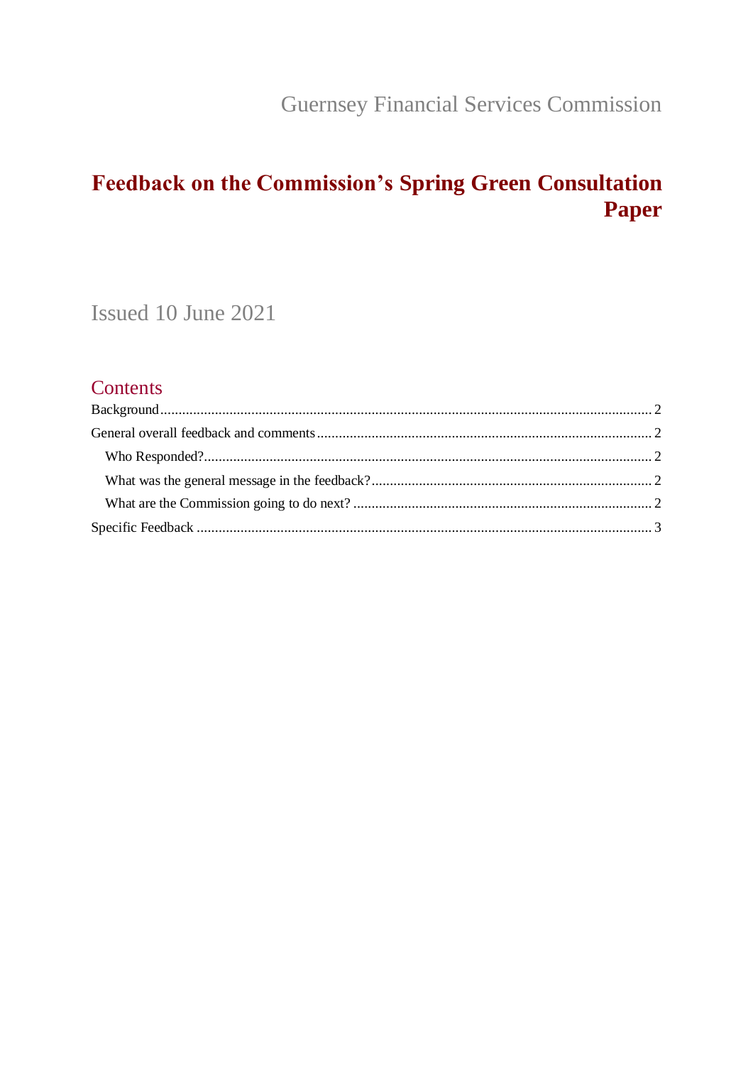Guernsey Financial Services Commission

# Feedback on the Commission's Spring Green Consultation Paper

Issued 10 June 2021

## Contents

Background ..... 2

General overall feedback and comments ..... 2

- Who Responded? ..... 2
- What was the general message in the feedback? ..... 2
- What are the Commission going to do next? ..... 2

Specific Feedback ..... 3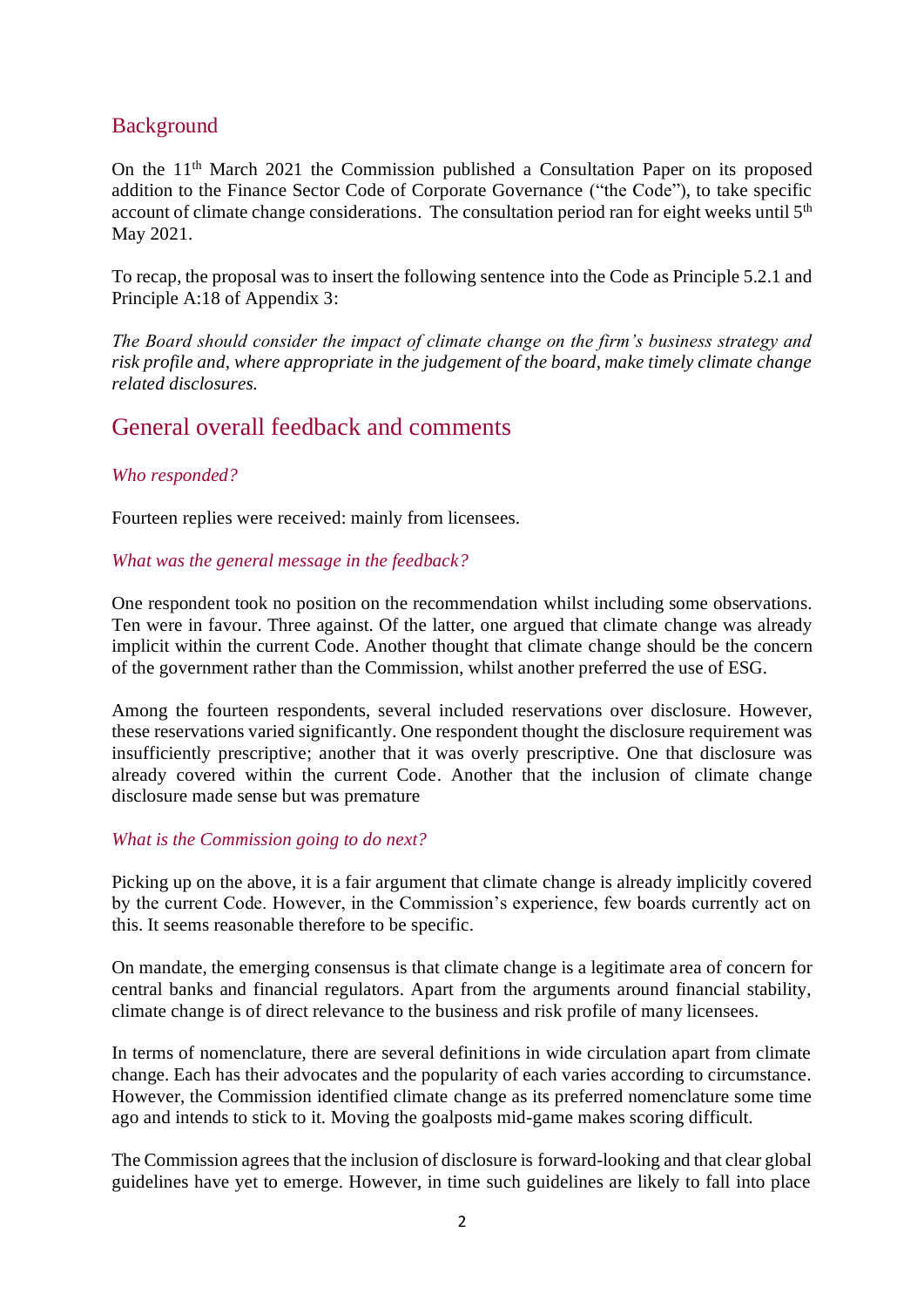## Background

On the 11th March 2021 the Commission published a Consultation Paper on its proposed addition to the Finance Sector Code of Corporate Governance ("the Code"), to take specific account of climate change considerations. The consultation period ran for eight weeks until 5th May 2021.

To recap, the proposal was to insert the following sentence into the Code as Principle 5.2.1 and Principle A:18 of Appendix 3:

*The Board should consider the impact of climate change on the firm's business strategy and risk profile and, where appropriate in the judgement of the board, make timely climate change related disclosures.*

## General overall feedback and comments

### *Who responded?*

Fourteen replies were received: mainly from licensees.

### *What was the general message in the feedback?*

One respondent took no position on the recommendation whilst including some observations. Ten were in favour. Three against. Of the latter, one argued that climate change was already implicit within the current Code. Another thought that climate change should be the concern of the government rather than the Commission, whilst another preferred the use of ESG.

Among the fourteen respondents, several included reservations over disclosure. However, these reservations varied significantly. One respondent thought the disclosure requirement was insufficiently prescriptive; another that it was overly prescriptive. One that disclosure was already covered within the current Code. Another that the inclusion of climate change disclosure made sense but was premature

### *What is the Commission going to do next?*

Picking up on the above, it is a fair argument that climate change is already implicitly covered by the current Code. However, in the Commission's experience, few boards currently act on this. It seems reasonable therefore to be specific.

On mandate, the emerging consensus is that climate change is a legitimate area of concern for central banks and financial regulators. Apart from the arguments around financial stability, climate change is of direct relevance to the business and risk profile of many licensees.

In terms of nomenclature, there are several definitions in wide circulation apart from climate change. Each has their advocates and the popularity of each varies according to circumstance. However, the Commission identified climate change as its preferred nomenclature some time ago and intends to stick to it. Moving the goalposts mid-game makes scoring difficult.

The Commission agrees that the inclusion of disclosure is forward-looking and that clear global guidelines have yet to emerge. However, in time such guidelines are likely to fall into place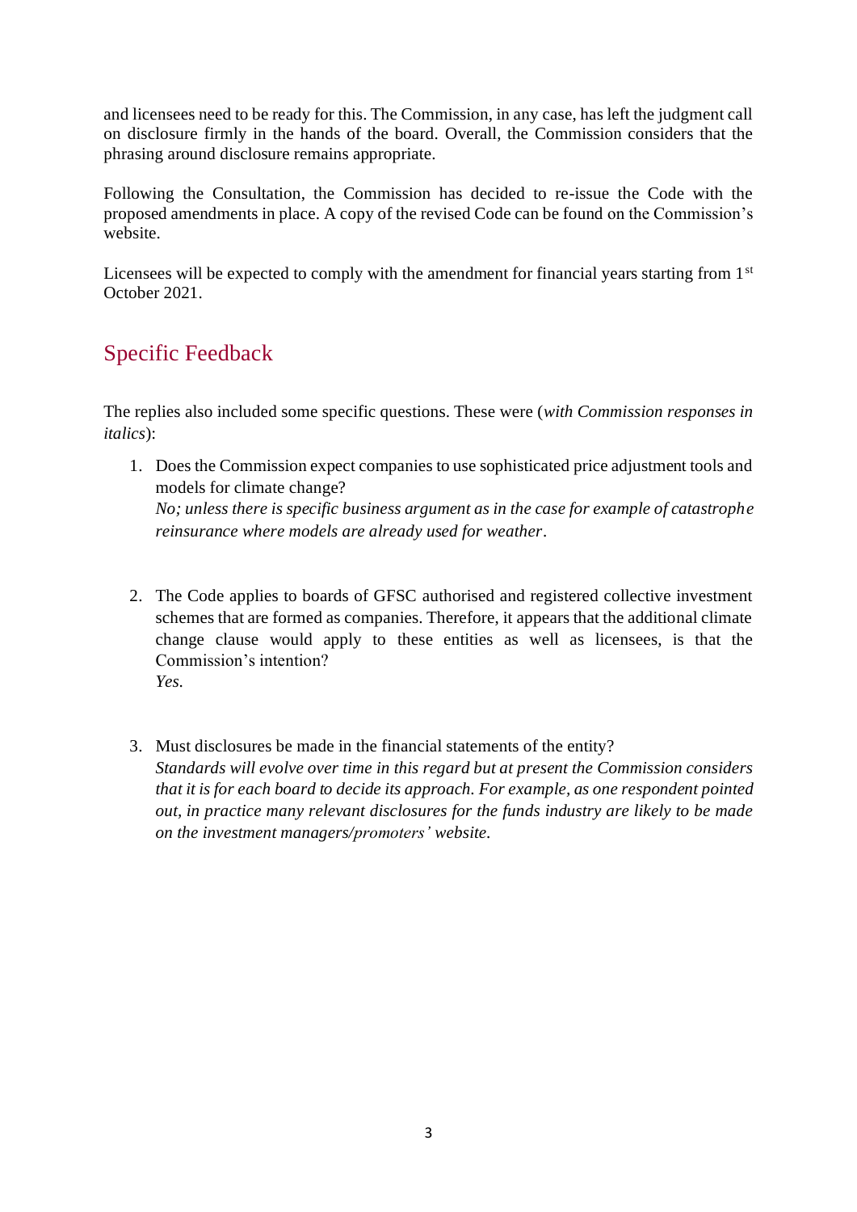and licensees need to be ready for this. The Commission, in any case, has left the judgment call on disclosure firmly in the hands of the board. Overall, the Commission considers that the phrasing around disclosure remains appropriate.

Following the Consultation, the Commission has decided to re-issue the Code with the proposed amendments in place. A copy of the revised Code can be found on the Commission's website.

Licensees will be expected to comply with the amendment for financial years starting from 1st October 2021.

## Specific Feedback

The replies also included some specific questions. These were (*with Commission responses in italics*):

1. Does the Commission expect companies to use sophisticated price adjustment tools and models for climate change?
   *No; unless there is specific business argument as in the case for example of catastrophe reinsurance where models are already used for weather.*

2. The Code applies to boards of GFSC authorised and registered collective investment schemes that are formed as companies. Therefore, it appears that the additional climate change clause would apply to these entities as well as licensees, is that the Commission's intention?
   *Yes.*

3. Must disclosures be made in the financial statements of the entity?
   *Standards will evolve over time in this regard but at present the Commission considers that it is for each board to decide its approach. For example, as one respondent pointed out, in practice many relevant disclosures for the funds industry are likely to be made on the investment managers/promoters' website.*